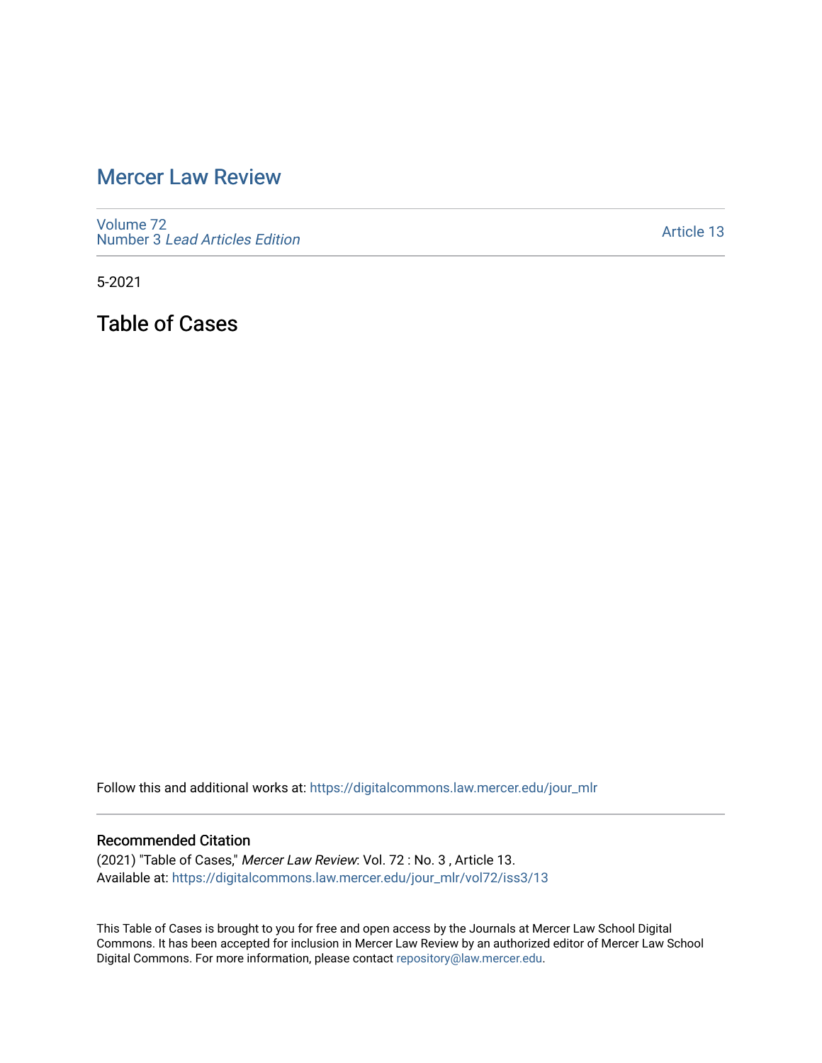# Mercer Law Review

Volume 72
Number 3 *Lead Articles Edition*

Article 13

5-2021

## Table of Cases

Follow this and additional works at: https://digitalcommons.law.mercer.edu/jour_mlr

### Recommended Citation

(2021) "Table of Cases," *Mercer Law Review*: Vol. 72 : No. 3 , Article 13.
Available at: https://digitalcommons.law.mercer.edu/jour_mlr/vol72/iss3/13

This Table of Cases is brought to you for free and open access by the Journals at Mercer Law School Digital Commons. It has been accepted for inclusion in Mercer Law Review by an authorized editor of Mercer Law School Digital Commons. For more information, please contact repository@law.mercer.edu.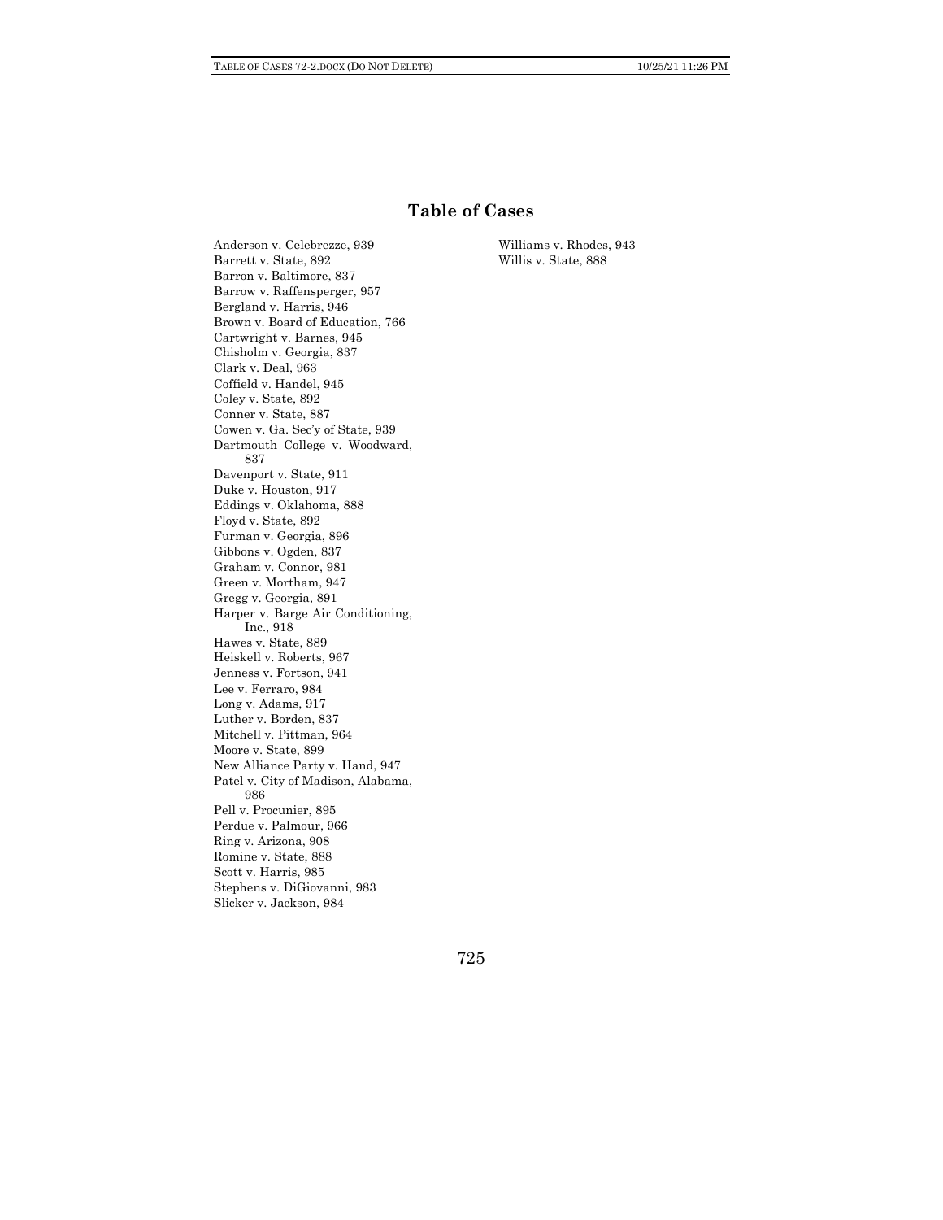# Table of Cases

Anderson v. Celebrezze, 939
Barrett v. State, 892
Barron v. Baltimore, 837
Barrow v. Raffensperger, 957
Bergland v. Harris, 946
Brown v. Board of Education, 766
Cartwright v. Barnes, 945
Chisholm v. Georgia, 837
Clark v. Deal, 963
Coffield v. Handel, 945
Coley v. State, 892
Conner v. State, 887
Cowen v. Ga. Sec'y of State, 939
Dartmouth College v. Woodward, 837
Davenport v. State, 911
Duke v. Houston, 917
Eddings v. Oklahoma, 888
Floyd v. State, 892
Furman v. Georgia, 896
Gibbons v. Ogden, 837
Graham v. Connor, 981
Green v. Mortham, 947
Gregg v. Georgia, 891
Harper v. Barge Air Conditioning, Inc., 918
Hawes v. State, 889
Heiskell v. Roberts, 967
Jenness v. Fortson, 941
Lee v. Ferraro, 984
Long v. Adams, 917
Luther v. Borden, 837
Mitchell v. Pittman, 964
Moore v. State, 899
New Alliance Party v. Hand, 947
Patel v. City of Madison, Alabama, 986
Pell v. Procunier, 895
Perdue v. Palmour, 966
Ring v. Arizona, 908
Romine v. State, 888
Scott v. Harris, 985
Stephens v. DiGiovanni, 983
Slicker v. Jackson, 984
Williams v. Rhodes, 943
Willis v. State, 888